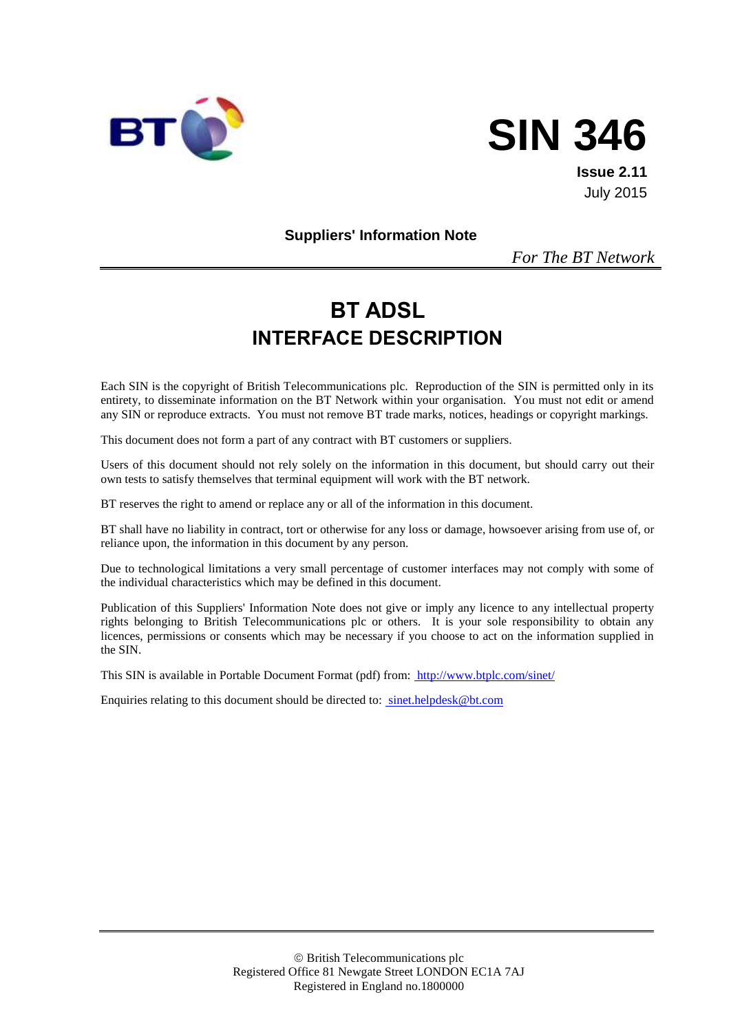# SIN 346

**Issue 2.11**
July 2015

**Suppliers' Information Note**

*For The BT Network*

# BT ADSL
## INTERFACE DESCRIPTION

Each SIN is the copyright of British Telecommunications plc. Reproduction of the SIN is permitted only in its entirety, to disseminate information on the BT Network within your organisation. You must not edit or amend any SIN or reproduce extracts. You must not remove BT trade marks, notices, headings or copyright markings.

This document does not form a part of any contract with BT customers or suppliers.

Users of this document should not rely solely on the information in this document, but should carry out their own tests to satisfy themselves that terminal equipment will work with the BT network.

BT reserves the right to amend or replace any or all of the information in this document.

BT shall have no liability in contract, tort or otherwise for any loss or damage, howsoever arising from use of, or reliance upon, the information in this document by any person.

Due to technological limitations a very small percentage of customer interfaces may not comply with some of the individual characteristics which may be defined in this document.

Publication of this Suppliers' Information Note does not give or imply any licence to any intellectual property rights belonging to British Telecommunications plc or others. It is your sole responsibility to obtain any licences, permissions or consents which may be necessary if you choose to act on the information supplied in the SIN.

This SIN is available in Portable Document Format (pdf) from: http://www.btplc.com/sinet/

Enquiries relating to this document should be directed to: sinet.helpdesk@bt.com

© British Telecommunications plc
Registered Office 81 Newgate Street LONDON EC1A 7AJ
Registered in England no.1800000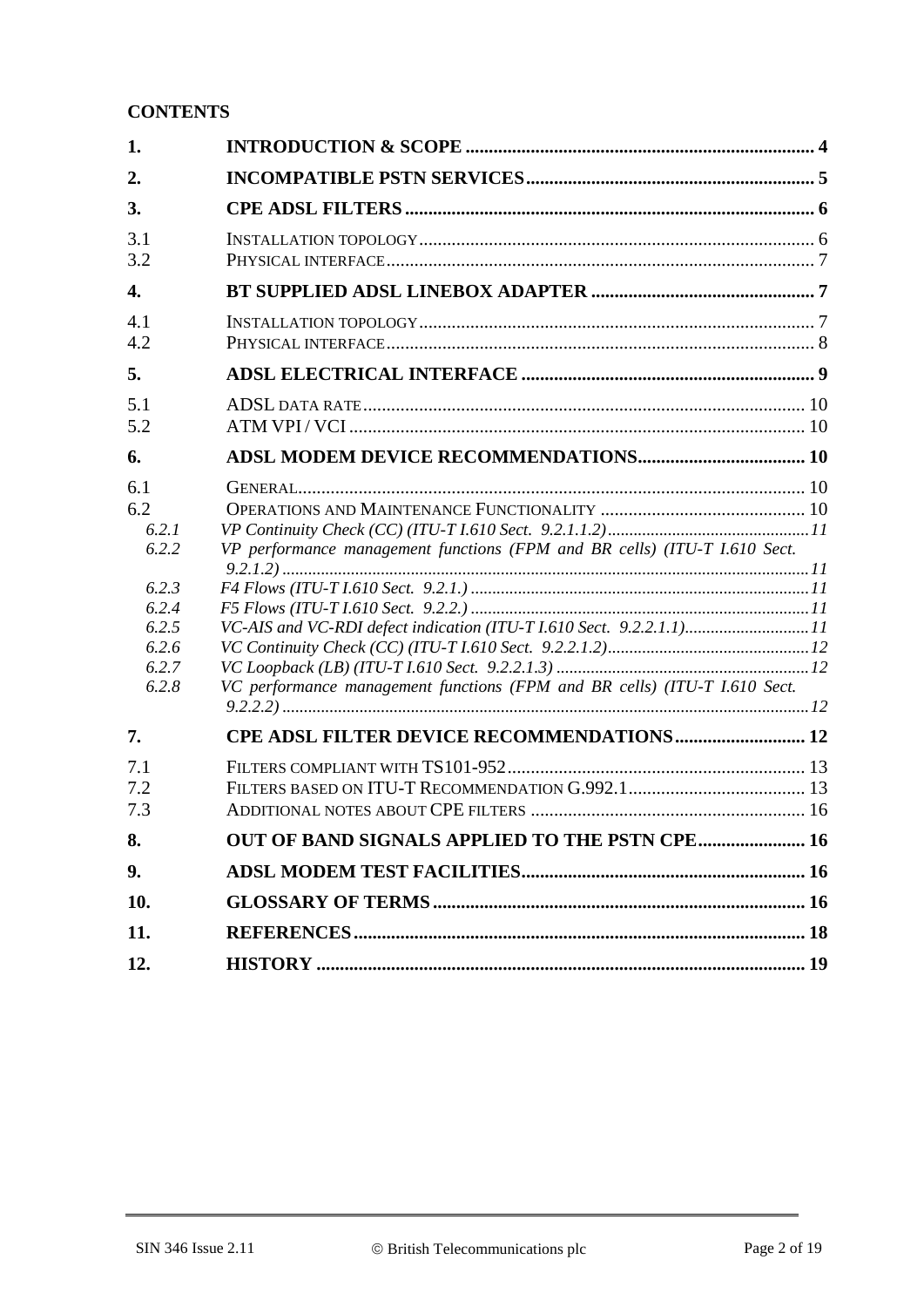**CONTENTS**

| | | |
|---|---|---|
| **1.** | **INTRODUCTION & SCOPE** | **4** |
| **2.** | **INCOMPATIBLE PSTN SERVICES** | **5** |
| **3.** | **CPE ADSL FILTERS** | **6** |
| 3.1 | INSTALLATION TOPOLOGY | 6 |
| 3.2 | PHYSICAL INTERFACE | 7 |
| **4.** | **BT SUPPLIED ADSL LINEBOX ADAPTER** | **7** |
| 4.1 | INSTALLATION TOPOLOGY | 7 |
| 4.2 | PHYSICAL INTERFACE | 8 |
| **5.** | **ADSL ELECTRICAL INTERFACE** | **9** |
| 5.1 | ADSL DATA RATE | 10 |
| 5.2 | ATM VPI / VCI | 10 |
| **6.** | **ADSL MODEM DEVICE RECOMMENDATIONS** | **10** |
| 6.1 | GENERAL | 10 |
| 6.2 | OPERATIONS AND MAINTENANCE FUNCTIONALITY | 10 |
| *6.2.1* | *VP Continuity Check (CC) (ITU-T I.610 Sect. 9.2.1.1.2)* | *11* |
| *6.2.2* | *VP performance management functions (FPM and BR cells) (ITU-T I.610 Sect. 9.2.1.2)* | *11* |
| *6.2.3* | *F4 Flows (ITU-T I.610 Sect. 9.2.1.)* | *11* |
| *6.2.4* | *F5 Flows (ITU-T I.610 Sect. 9.2.2.)* | *11* |
| *6.2.5* | *VC-AIS and VC-RDI defect indication (ITU-T I.610 Sect. 9.2.2.1.1)* | *11* |
| *6.2.6* | *VC Continuity Check (CC) (ITU-T I.610 Sect. 9.2.2.1.2)* | *12* |
| *6.2.7* | *VC Loopback (LB) (ITU-T I.610 Sect. 9.2.2.1.3)* | *12* |
| *6.2.8* | *VC performance management functions (FPM and BR cells) (ITU-T I.610 Sect. 9.2.2.2)* | *12* |
| **7.** | **CPE ADSL FILTER DEVICE RECOMMENDATIONS** | **12** |
| 7.1 | FILTERS COMPLIANT WITH TS101-952 | 13 |
| 7.2 | FILTERS BASED ON ITU-T RECOMMENDATION G.992.1 | 13 |
| 7.3 | ADDITIONAL NOTES ABOUT CPE FILTERS | 16 |
| **8.** | **OUT OF BAND SIGNALS APPLIED TO THE PSTN CPE** | **16** |
| **9.** | **ADSL MODEM TEST FACILITIES** | **16** |
| **10.** | **GLOSSARY OF TERMS** | **16** |
| **11.** | **REFERENCES** | **18** |
| **12.** | **HISTORY** | **19** |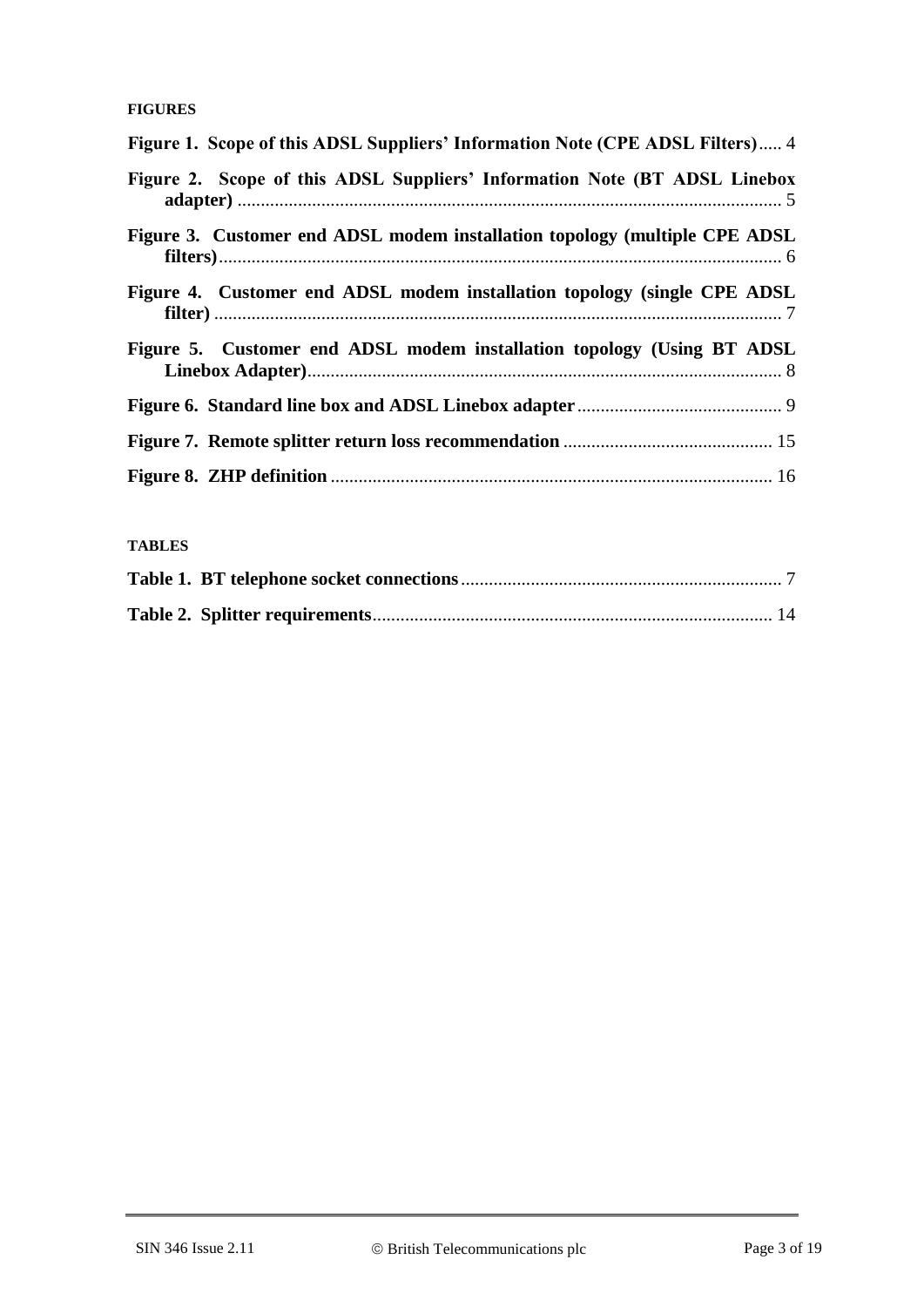**FIGURES**

**Figure 1. Scope of this ADSL Suppliers' Information Note (CPE ADSL Filters)** ..... 4

**Figure 2. Scope of this ADSL Suppliers' Information Note (BT ADSL Linebox adapter)** ..... 5

**Figure 3. Customer end ADSL modem installation topology (multiple CPE ADSL filters)** ..... 6

**Figure 4. Customer end ADSL modem installation topology (single CPE ADSL filter)** ..... 7

**Figure 5. Customer end ADSL modem installation topology (Using BT ADSL Linebox Adapter)** ..... 8

**Figure 6. Standard line box and ADSL Linebox adapter** ..... 9

**Figure 7. Remote splitter return loss recommendation** ..... 15

**Figure 8. ZHP definition** ..... 16

**TABLES**

**Table 1. BT telephone socket connections** ..... 7

**Table 2. Splitter requirements** ..... 14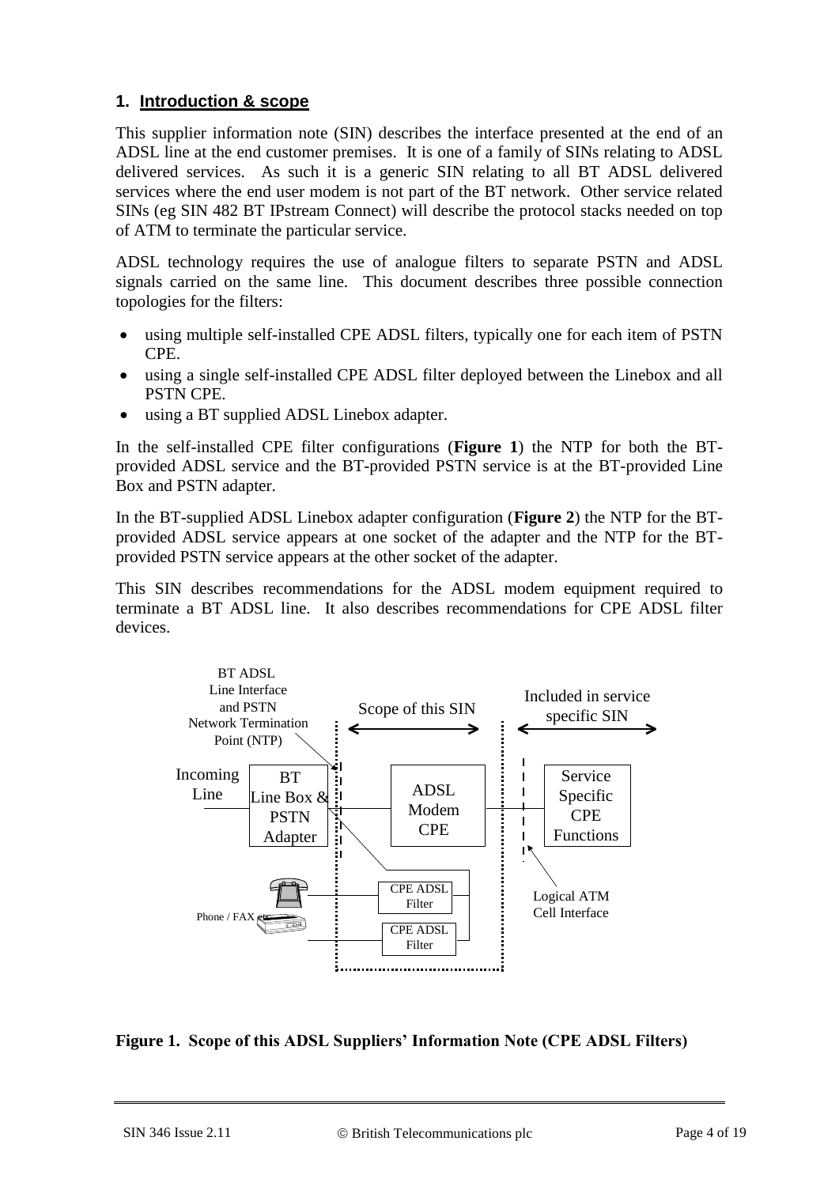## 1. Introduction & scope

This supplier information note (SIN) describes the interface presented at the end of an ADSL line at the end customer premises. It is one of a family of SINs relating to ADSL delivered services. As such it is a generic SIN relating to all BT ADSL delivered services where the end user modem is not part of the BT network. Other service related SINs (eg SIN 482 BT IPstream Connect) will describe the protocol stacks needed on top of ATM to terminate the particular service.

ADSL technology requires the use of analogue filters to separate PSTN and ADSL signals carried on the same line. This document describes three possible connection topologies for the filters:

- using multiple self-installed CPE ADSL filters, typically one for each item of PSTN CPE.
- using a single self-installed CPE ADSL filter deployed between the Linebox and all PSTN CPE.
- using a BT supplied ADSL Linebox adapter.

In the self-installed CPE filter configurations (**Figure 1**) the NTP for both the BT-provided ADSL service and the BT-provided PSTN service is at the BT-provided Line Box and PSTN adapter.

In the BT-supplied ADSL Linebox adapter configuration (**Figure 2**) the NTP for the BT-provided ADSL service appears at one socket of the adapter and the NTP for the BT-provided PSTN service appears at the other socket of the adapter.

This SIN describes recommendations for the ADSL modem equipment required to terminate a BT ADSL line. It also describes recommendations for CPE ADSL filter devices.

BT ADSL Line Interface and PSTN Network Termination Point (NTP)

Scope of this SIN

Included in service specific SIN

Incoming Line

BT Line Box & PSTN Adapter

ADSL Modem CPE

Service Specific CPE Functions

CPE ADSL Filter

CPE ADSL Filter

Phone / FAX etc

Logical ATM Cell Interface

**Figure 1. Scope of this ADSL Suppliers' Information Note (CPE ADSL Filters)**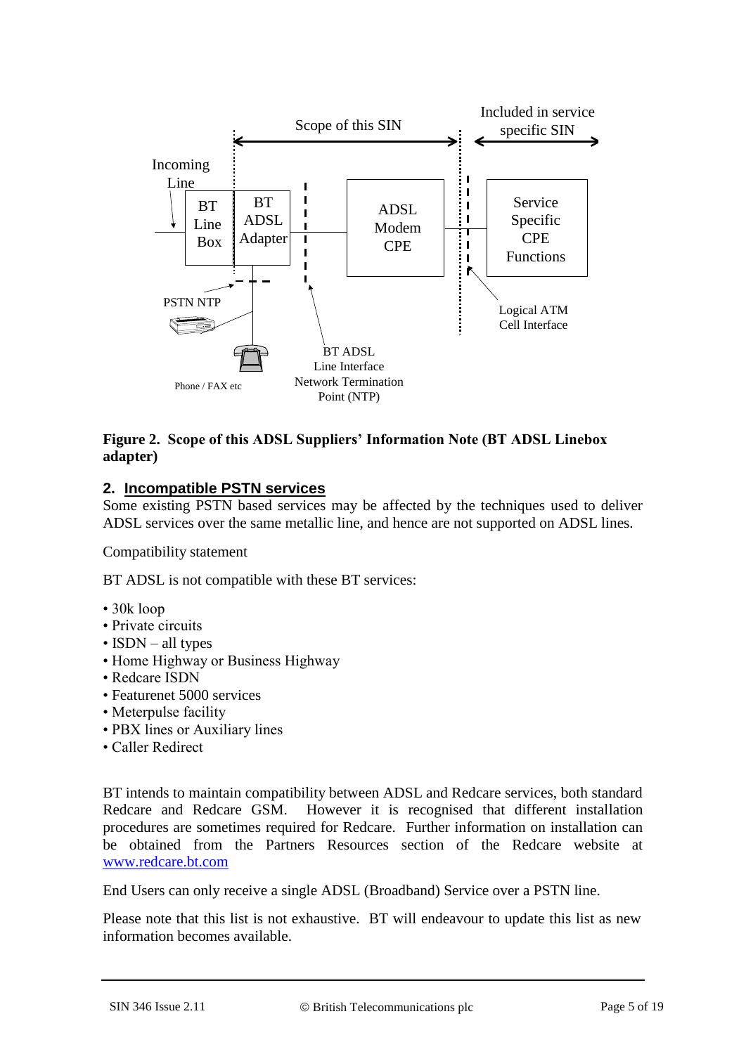**Figure 2. Scope of this ADSL Suppliers' Information Note (BT ADSL Linebox adapter)**

## 2. Incompatible PSTN services

Some existing PSTN based services may be affected by the techniques used to deliver ADSL services over the same metallic line, and hence are not supported on ADSL lines.

Compatibility statement

BT ADSL is not compatible with these BT services:

- 30k loop
- Private circuits
- ISDN – all types
- Home Highway or Business Highway
- Redcare ISDN
- Featurenet 5000 services
- Meterpulse facility
- PBX lines or Auxiliary lines
- Caller Redirect

BT intends to maintain compatibility between ADSL and Redcare services, both standard Redcare and Redcare GSM. However it is recognised that different installation procedures are sometimes required for Redcare. Further information on installation can be obtained from the Partners Resources section of the Redcare website at www.redcare.bt.com

End Users can only receive a single ADSL (Broadband) Service over a PSTN line.

Please note that this list is not exhaustive. BT will endeavour to update this list as new information becomes available.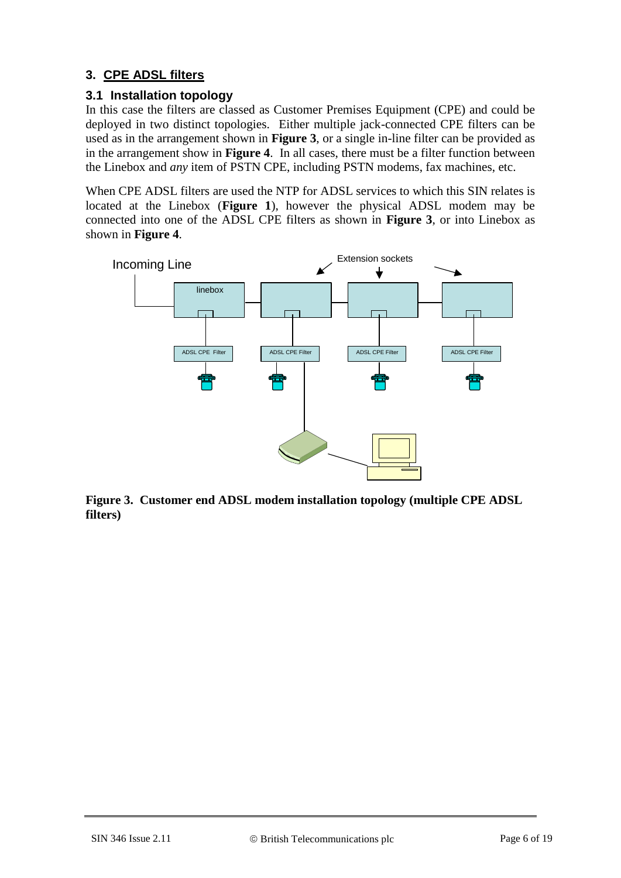## 3. CPE ADSL filters

### 3.1 Installation topology

In this case the filters are classed as Customer Premises Equipment (CPE) and could be deployed in two distinct topologies. Either multiple jack-connected CPE filters can be used as in the arrangement shown in **Figure 3**, or a single in-line filter can be provided as in the arrangement show in **Figure 4**. In all cases, there must be a filter function between the Linebox and *any* item of PSTN CPE, including PSTN modems, fax machines, etc.

When CPE ADSL filters are used the NTP for ADSL services to which this SIN relates is located at the Linebox (**Figure 1**), however the physical ADSL modem may be connected into one of the ADSL CPE filters as shown in **Figure 3**, or into Linebox as shown in **Figure 4**.

**Figure 3. Customer end ADSL modem installation topology (multiple CPE ADSL filters)**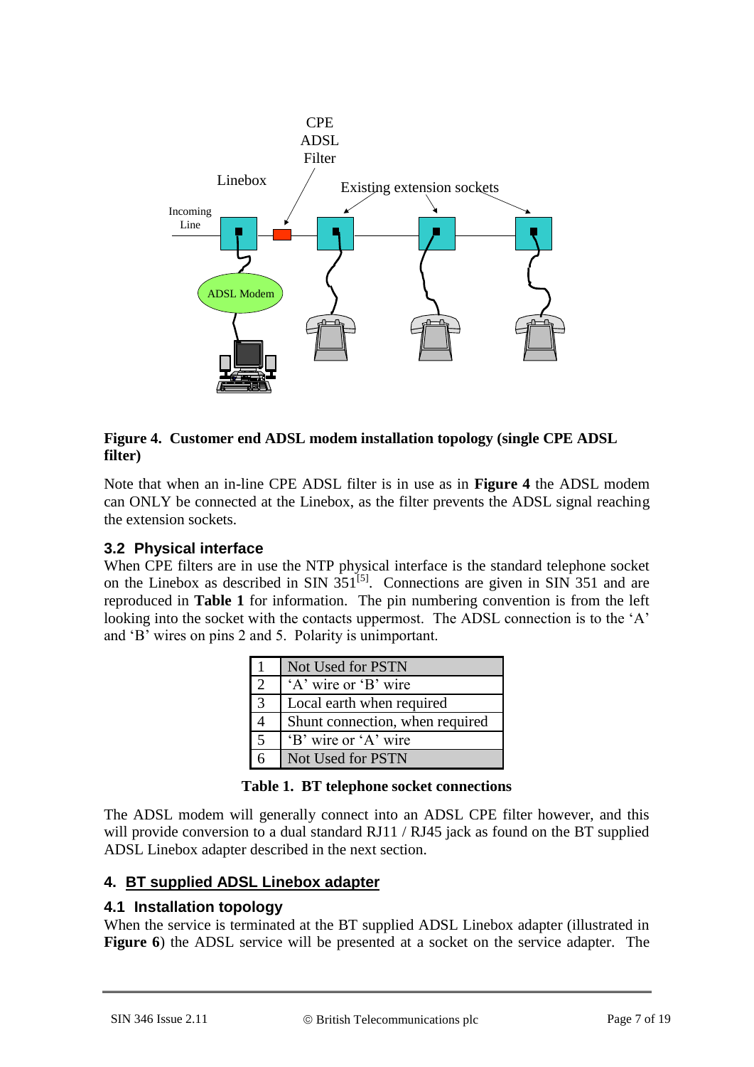Figure 4. Customer end ADSL modem installation topology (single CPE ADSL filter)

Note that when an in-line CPE ADSL filter is in use as in **Figure 4** the ADSL modem can ONLY be connected at the Linebox, as the filter prevents the ADSL signal reaching the extension sockets.

### 3.2 Physical interface

When CPE filters are in use the NTP physical interface is the standard telephone socket on the Linebox as described in SIN 351[5]. Connections are given in SIN 351 and are reproduced in **Table 1** for information. The pin numbering convention is from the left looking into the socket with the contacts uppermost. The ADSL connection is to the 'A' and 'B' wires on pins 2 and 5. Polarity is unimportant.

| | |
|---|---|
| 1 | Not Used for PSTN |
| 2 | 'A' wire or 'B' wire |
| 3 | Local earth when required |
| 4 | Shunt connection, when required |
| 5 | 'B' wire or 'A' wire |
| 6 | Not Used for PSTN |

**Table 1. BT telephone socket connections**

The ADSL modem will generally connect into an ADSL CPE filter however, and this will provide conversion to a dual standard RJ11 / RJ45 jack as found on the BT supplied ADSL Linebox adapter described in the next section.

## 4. BT supplied ADSL Linebox adapter

### 4.1 Installation topology

When the service is terminated at the BT supplied ADSL Linebox adapter (illustrated in **Figure 6**) the ADSL service will be presented at a socket on the service adapter. The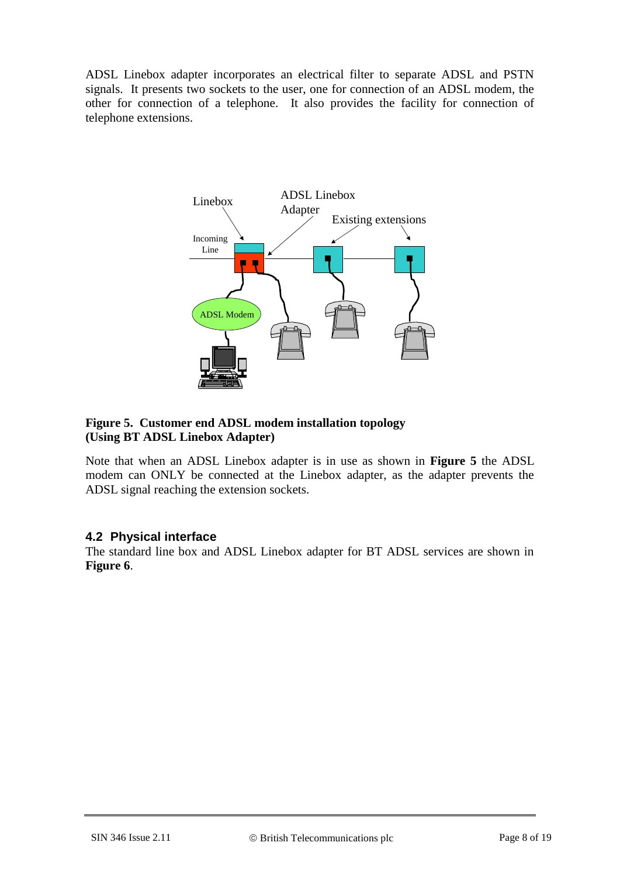ADSL Linebox adapter incorporates an electrical filter to separate ADSL and PSTN signals. It presents two sockets to the user, one for connection of an ADSL modem, the other for connection of a telephone. It also provides the facility for connection of telephone extensions.

**Figure 5. Customer end ADSL modem installation topology (Using BT ADSL Linebox Adapter)**

Note that when an ADSL Linebox adapter is in use as shown in **Figure 5** the ADSL modem can ONLY be connected at the Linebox adapter, as the adapter prevents the ADSL signal reaching the extension sockets.

### 4.2 Physical interface

The standard line box and ADSL Linebox adapter for BT ADSL services are shown in **Figure 6**.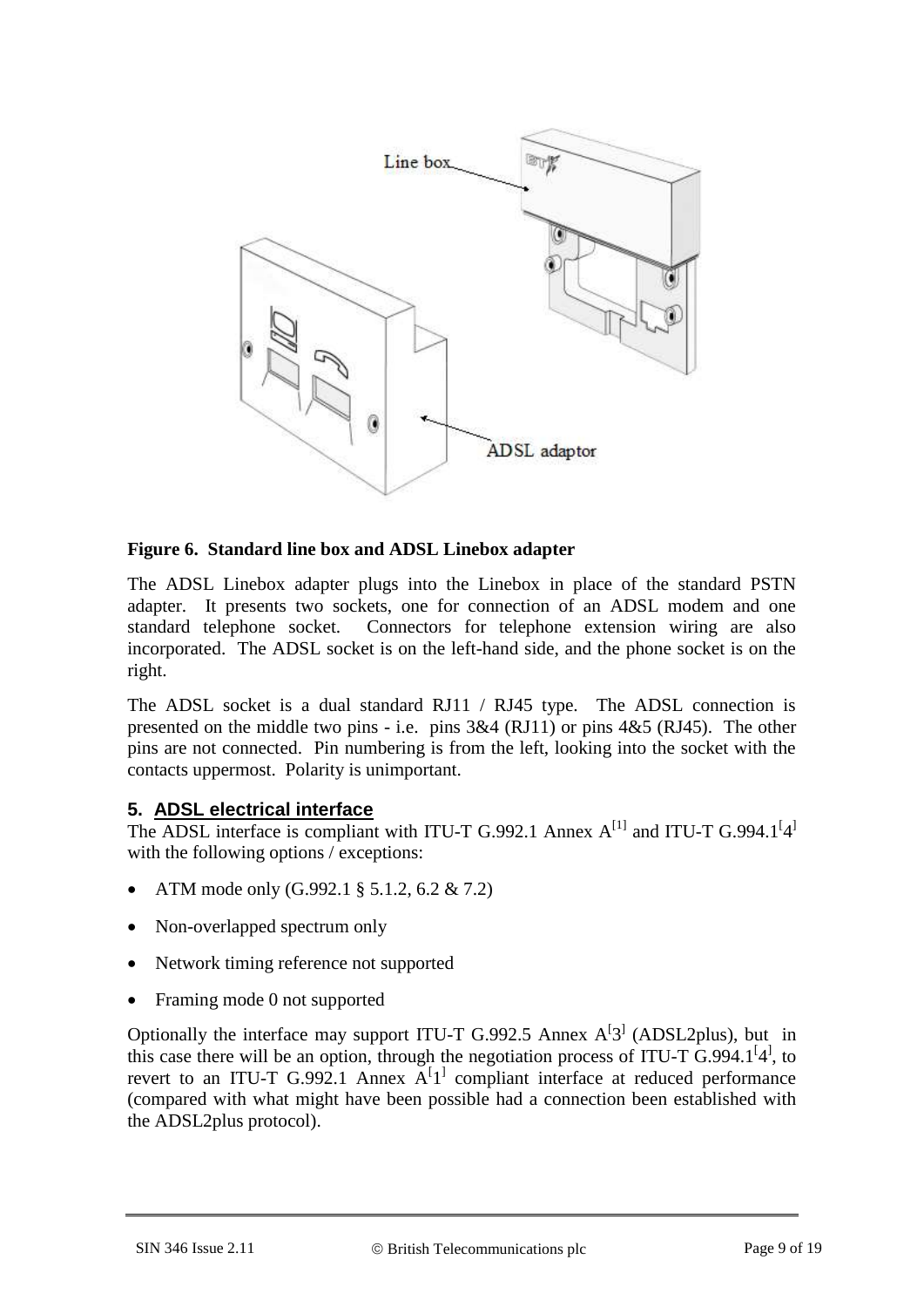**Figure 6. Standard line box and ADSL Linebox adapter**

The ADSL Linebox adapter plugs into the Linebox in place of the standard PSTN adapter. It presents two sockets, one for connection of an ADSL modem and one standard telephone socket. Connectors for telephone extension wiring are also incorporated. The ADSL socket is on the left-hand side, and the phone socket is on the right.

The ADSL socket is a dual standard RJ11 / RJ45 type. The ADSL connection is presented on the middle two pins - i.e. pins 3&4 (RJ11) or pins 4&5 (RJ45). The other pins are not connected. Pin numbering is from the left, looking into the socket with the contacts uppermost. Polarity is unimportant.

## 5. ADSL electrical interface

The ADSL interface is compliant with ITU-T G.992.1 Annex A[1] and ITU-T G.994.1[4] with the following options / exceptions:

- ATM mode only (G.992.1 § 5.1.2, 6.2 & 7.2)
- Non-overlapped spectrum only
- Network timing reference not supported
- Framing mode 0 not supported

Optionally the interface may support ITU-T G.992.5 Annex A[3] (ADSL2plus), but in this case there will be an option, through the negotiation process of ITU-T G.994.1[4], to revert to an ITU-T G.992.1 Annex A[1] compliant interface at reduced performance (compared with what might have been possible had a connection been established with the ADSL2plus protocol).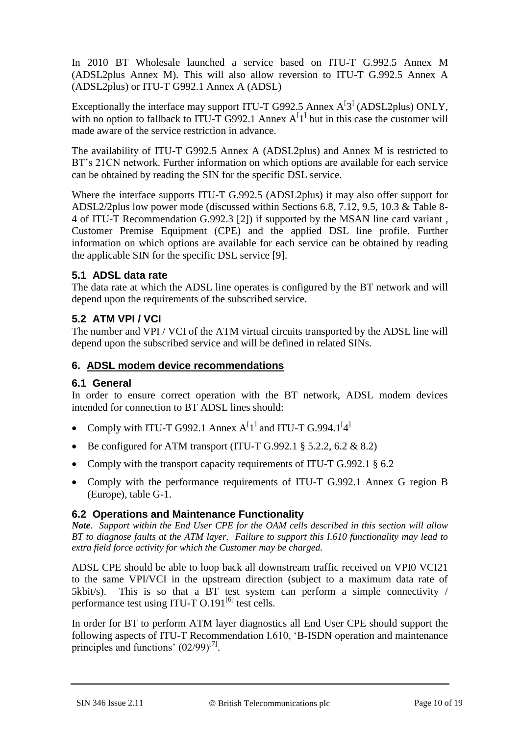In 2010 BT Wholesale launched a service based on ITU-T G.992.5 Annex M (ADSL2plus Annex M). This will also allow reversion to ITU-T G.992.5 Annex A (ADSL2plus) or ITU-T G992.1 Annex A (ADSL)

Exceptionally the interface may support ITU-T G992.5 Annex A[3] (ADSL2plus) ONLY, with no option to fallback to ITU-T G992.1 Annex A[1] but in this case the customer will made aware of the service restriction in advance.

The availability of ITU-T G992.5 Annex A (ADSL2plus) and Annex M is restricted to BT's 21CN network. Further information on which options are available for each service can be obtained by reading the SIN for the specific DSL service.

Where the interface supports ITU-T G.992.5 (ADSL2plus) it may also offer support for ADSL2/2plus low power mode (discussed within Sections 6.8, 7.12, 9.5, 10.3 & Table 8-4 of ITU-T Recommendation G.992.3 [2]) if supported by the MSAN line card variant , Customer Premise Equipment (CPE) and the applied DSL line profile. Further information on which options are available for each service can be obtained by reading the applicable SIN for the specific DSL service [9].

### 5.1 ADSL data rate

The data rate at which the ADSL line operates is configured by the BT network and will depend upon the requirements of the subscribed service.

### 5.2 ATM VPI / VCI

The number and VPI / VCI of the ATM virtual circuits transported by the ADSL line will depend upon the subscribed service and will be defined in related SINs.

## 6. ADSL modem device recommendations

### 6.1 General

In order to ensure correct operation with the BT network, ADSL modem devices intended for connection to BT ADSL lines should:

- Comply with ITU-T G992.1 Annex A[1] and ITU-T G.994.1[4]
- Be configured for ATM transport (ITU-T G.992.1 § 5.2.2, 6.2 & 8.2)
- Comply with the transport capacity requirements of ITU-T G.992.1 § 6.2
- Comply with the performance requirements of ITU-T G.992.1 Annex G region B (Europe), table G-1.

### 6.2 Operations and Maintenance Functionality

***Note**. Support within the End User CPE for the OAM cells described in this section will allow BT to diagnose faults at the ATM layer. Failure to support this I.610 functionality may lead to extra field force activity for which the Customer may be charged.*

ADSL CPE should be able to loop back all downstream traffic received on VPI0 VCI21 to the same VPI/VCI in the upstream direction (subject to a maximum data rate of 5kbit/s). This is so that a BT test system can perform a simple connectivity / performance test using ITU-T O.191[6] test cells.

In order for BT to perform ATM layer diagnostics all End User CPE should support the following aspects of ITU-T Recommendation I.610, 'B-ISDN operation and maintenance principles and functions' (02/99)[7].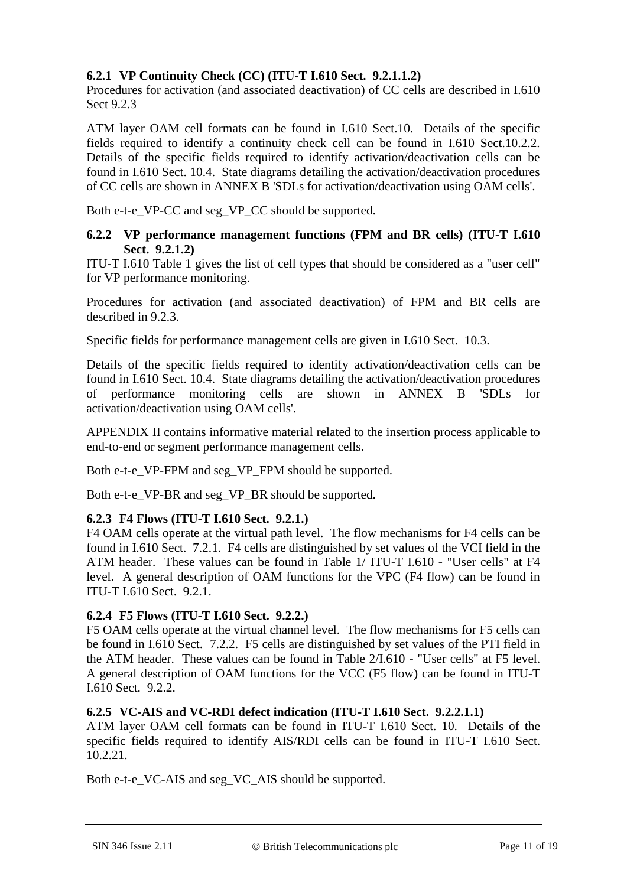### 6.2.1 VP Continuity Check (CC) (ITU-T I.610 Sect. 9.2.1.1.2)

Procedures for activation (and associated deactivation) of CC cells are described in I.610 Sect 9.2.3

ATM layer OAM cell formats can be found in I.610 Sect.10. Details of the specific fields required to identify a continuity check cell can be found in I.610 Sect.10.2.2. Details of the specific fields required to identify activation/deactivation cells can be found in I.610 Sect. 10.4. State diagrams detailing the activation/deactivation procedures of CC cells are shown in ANNEX B 'SDLs for activation/deactivation using OAM cells'.

Both e-t-e_VP-CC and seg_VP_CC should be supported.

### 6.2.2 VP performance management functions (FPM and BR cells) (ITU-T I.610 Sect. 9.2.1.2)

ITU-T I.610 Table 1 gives the list of cell types that should be considered as a "user cell" for VP performance monitoring.

Procedures for activation (and associated deactivation) of FPM and BR cells are described in 9.2.3.

Specific fields for performance management cells are given in I.610 Sect. 10.3.

Details of the specific fields required to identify activation/deactivation cells can be found in I.610 Sect. 10.4. State diagrams detailing the activation/deactivation procedures of performance monitoring cells are shown in ANNEX B 'SDLs for activation/deactivation using OAM cells'.

APPENDIX II contains informative material related to the insertion process applicable to end-to-end or segment performance management cells.

Both e-t-e_VP-FPM and seg_VP_FPM should be supported.

Both e-t-e_VP-BR and seg_VP_BR should be supported.

### 6.2.3 F4 Flows (ITU-T I.610 Sect. 9.2.1.)

F4 OAM cells operate at the virtual path level. The flow mechanisms for F4 cells can be found in I.610 Sect. 7.2.1. F4 cells are distinguished by set values of the VCI field in the ATM header. These values can be found in Table 1/ ITU-T I.610 - "User cells" at F4 level. A general description of OAM functions for the VPC (F4 flow) can be found in ITU-T I.610 Sect. 9.2.1.

### 6.2.4 F5 Flows (ITU-T I.610 Sect. 9.2.2.)

F5 OAM cells operate at the virtual channel level. The flow mechanisms for F5 cells can be found in I.610 Sect. 7.2.2. F5 cells are distinguished by set values of the PTI field in the ATM header. These values can be found in Table 2/I.610 - "User cells" at F5 level. A general description of OAM functions for the VCC (F5 flow) can be found in ITU-T I.610 Sect. 9.2.2.

### 6.2.5 VC-AIS and VC-RDI defect indication (ITU-T I.610 Sect. 9.2.2.1.1)

ATM layer OAM cell formats can be found in ITU-T I.610 Sect. 10. Details of the specific fields required to identify AIS/RDI cells can be found in ITU-T I.610 Sect. 10.2.21.

Both e-t-e_VC-AIS and seg_VC_AIS should be supported.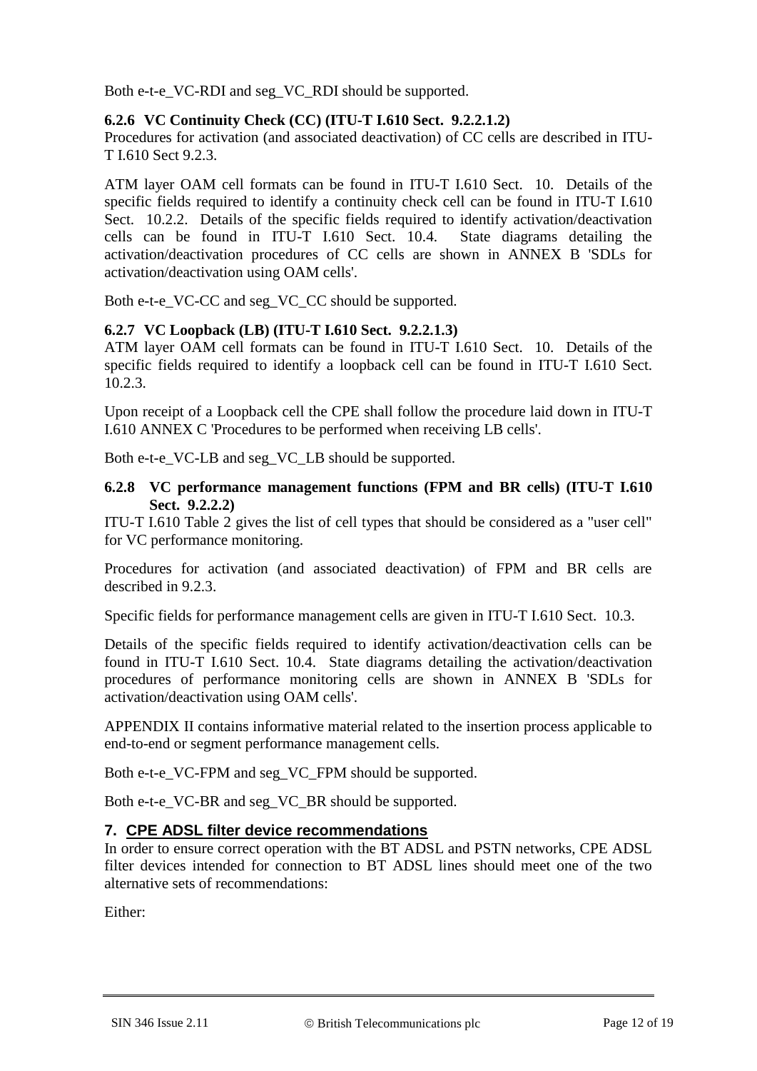Both e-t-e_VC-RDI and seg_VC_RDI should be supported.

### 6.2.6 VC Continuity Check (CC) (ITU-T I.610 Sect. 9.2.2.1.2)

Procedures for activation (and associated deactivation) of CC cells are described in ITU-T I.610 Sect 9.2.3.

ATM layer OAM cell formats can be found in ITU-T I.610 Sect. 10. Details of the specific fields required to identify a continuity check cell can be found in ITU-T I.610 Sect. 10.2.2. Details of the specific fields required to identify activation/deactivation cells can be found in ITU-T I.610 Sect. 10.4. State diagrams detailing the activation/deactivation procedures of CC cells are shown in ANNEX B 'SDLs for activation/deactivation using OAM cells'.

Both e-t-e_VC-CC and seg_VC_CC should be supported.

### 6.2.7 VC Loopback (LB) (ITU-T I.610 Sect. 9.2.2.1.3)

ATM layer OAM cell formats can be found in ITU-T I.610 Sect. 10. Details of the specific fields required to identify a loopback cell can be found in ITU-T I.610 Sect. 10.2.3.

Upon receipt of a Loopback cell the CPE shall follow the procedure laid down in ITU-T I.610 ANNEX C 'Procedures to be performed when receiving LB cells'.

Both e-t-e_VC-LB and seg_VC_LB should be supported.

### 6.2.8 VC performance management functions (FPM and BR cells) (ITU-T I.610 Sect. 9.2.2.2)

ITU-T I.610 Table 2 gives the list of cell types that should be considered as a "user cell" for VC performance monitoring.

Procedures for activation (and associated deactivation) of FPM and BR cells are described in 9.2.3.

Specific fields for performance management cells are given in ITU-T I.610 Sect. 10.3.

Details of the specific fields required to identify activation/deactivation cells can be found in ITU-T I.610 Sect. 10.4. State diagrams detailing the activation/deactivation procedures of performance monitoring cells are shown in ANNEX B 'SDLs for activation/deactivation using OAM cells'.

APPENDIX II contains informative material related to the insertion process applicable to end-to-end or segment performance management cells.

Both e-t-e_VC-FPM and seg_VC_FPM should be supported.

Both e-t-e_VC-BR and seg_VC_BR should be supported.

## 7. CPE ADSL filter device recommendations

In order to ensure correct operation with the BT ADSL and PSTN networks, CPE ADSL filter devices intended for connection to BT ADSL lines should meet one of the two alternative sets of recommendations:

Either: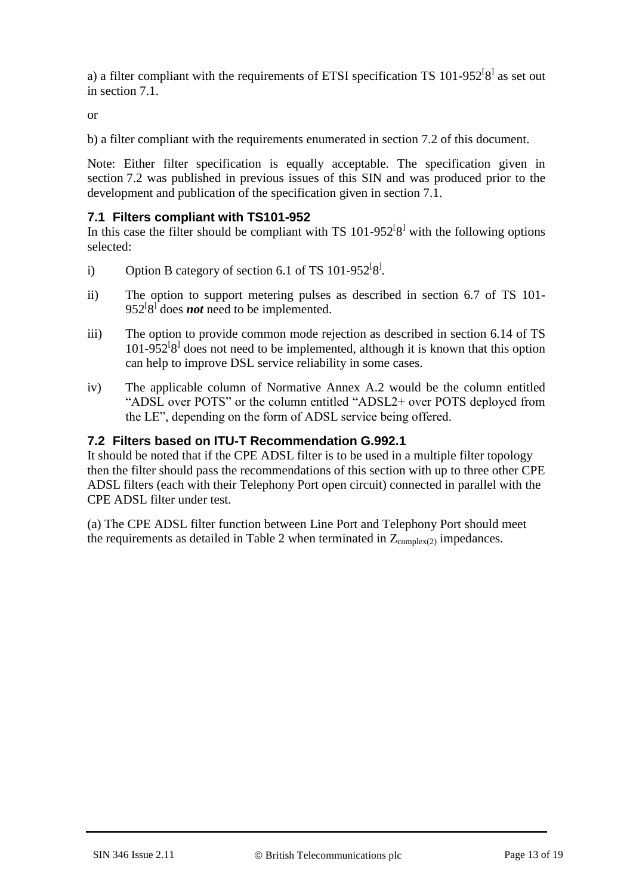a) a filter compliant with the requirements of ETSI specification TS 101-952[8] as set out in section 7.1.

or

b) a filter compliant with the requirements enumerated in section 7.2 of this document.

Note: Either filter specification is equally acceptable. The specification given in section 7.2 was published in previous issues of this SIN and was produced prior to the development and publication of the specification given in section 7.1.

## 7.1 Filters compliant with TS101-952

In this case the filter should be compliant with TS 101-952[8] with the following options selected:

i) Option B category of section 6.1 of TS 101-952[8].

ii) The option to support metering pulses as described in section 6.7 of TS 101-952[8] does ***not*** need to be implemented.

iii) The option to provide common mode rejection as described in section 6.14 of TS 101-952[8] does not need to be implemented, although it is known that this option can help to improve DSL service reliability in some cases.

iv) The applicable column of Normative Annex A.2 would be the column entitled “ADSL over POTS” or the column entitled “ADSL2+ over POTS deployed from the LE”, depending on the form of ADSL service being offered.

## 7.2 Filters based on ITU-T Recommendation G.992.1

It should be noted that if the CPE ADSL filter is to be used in a multiple filter topology then the filter should pass the recommendations of this section with up to three other CPE ADSL filters (each with their Telephony Port open circuit) connected in parallel with the CPE ADSL filter under test.

(a) The CPE ADSL filter function between Line Port and Telephony Port should meet the requirements as detailed in Table 2 when terminated in $Z_{complex(2)}$ impedances.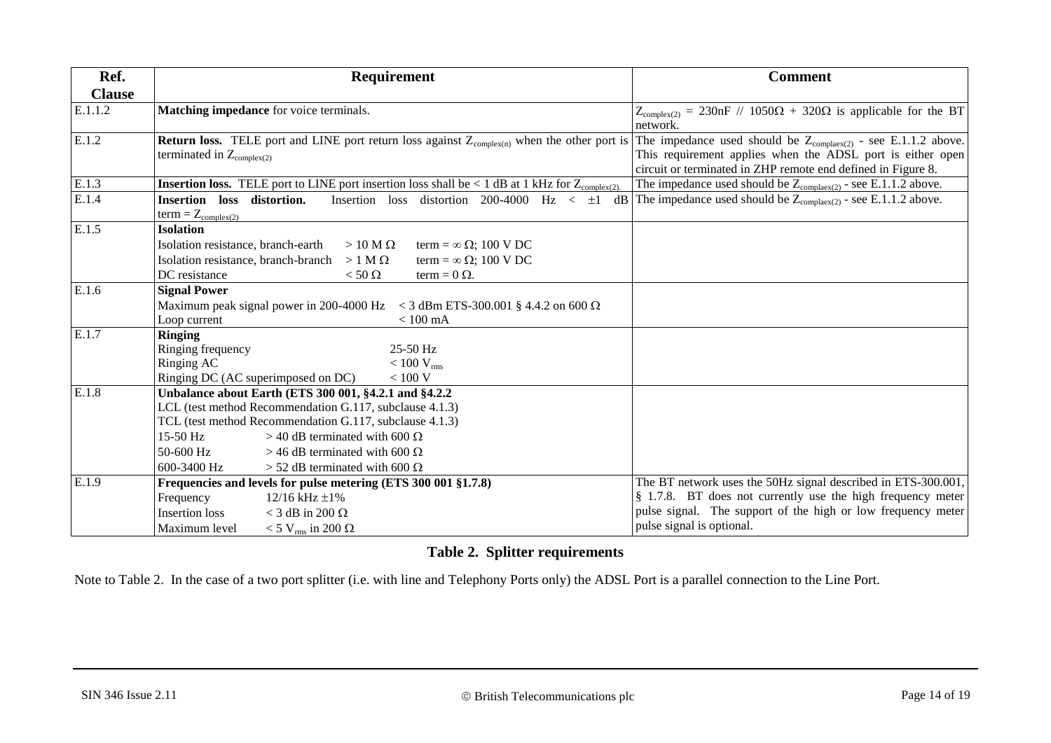| Ref. Clause | Requirement | Comment |
| --- | --- | --- |
| E.1.1.2 | **Matching impedance** for voice terminals. | $Z_{complex(2)}$ = 230nF // 1050Ω + 320Ω is applicable for the BT network. |
| E.1.2 | **Return loss.** TELE port and LINE port return loss against $Z_{complex(n)}$ when the other port is terminated in $Z_{complex(2)}$ | The impedance used should be $Z_{complaex(2)}$ - see E.1.1.2 above. This requirement applies when the ADSL port is either open circuit or terminated in ZHP remote end defined in Figure 8. |
| E.1.3 | **Insertion loss.** TELE port to LINE port insertion loss shall be < 1 dB at 1 kHz for $Z_{complex(2)}$. | The impedance used should be $Z_{complaex(2)}$ - see E.1.1.2 above. |
| E.1.4 | **Insertion loss distortion.** Insertion loss distortion 200-4000 Hz < ±1 dB term = $Z_{complex(2)}$ | The impedance used should be $Z_{complaex(2)}$ - see E.1.1.2 above. |
| E.1.5 | **Isolation**<br>Isolation resistance, branch-earth > 10 M Ω term = ∞ Ω; 100 V DC<br>Isolation resistance, branch-branch > 1 M Ω term = ∞ Ω; 100 V DC<br>DC resistance < 50 Ω term = 0 Ω. | |
| E.1.6 | **Signal Power**<br>Maximum peak signal power in 200-4000 Hz < 3 dBm ETS-300.001 § 4.4.2 on 600 Ω<br>Loop current < 100 mA | |
| E.1.7 | **Ringing**<br>Ringing frequency 25-50 Hz<br>Ringing AC < 100 $V_{rms}$<br>Ringing DC (AC superimposed on DC) < 100 V | |
| E.1.8 | **Unbalance about Earth (ETS 300 001, §4.2.1 and §4.2.2**<br>LCL (test method Recommendation G.117, subclause 4.1.3)<br>TCL (test method Recommendation G.117, subclause 4.1.3)<br>15-50 Hz > 40 dB terminated with 600 Ω<br>50-600 Hz > 46 dB terminated with 600 Ω<br>600-3400 Hz > 52 dB terminated with 600 Ω | |
| E.1.9 | **Frequencies and levels for pulse metering (ETS 300 001 §1.7.8)**<br>Frequency 12/16 kHz ±1%<br>Insertion loss < 3 dB in 200 Ω<br>Maximum level < 5 $V_{rms}$ in 200 Ω | The BT network uses the 50Hz signal described in ETS-300.001, § 1.7.8. BT does not currently use the high frequency meter pulse signal. The support of the high or low frequency meter pulse signal is optional. |

**Table 2. Splitter requirements**

Note to Table 2. In the case of a two port splitter (i.e. with line and Telephony Ports only) the ADSL Port is a parallel connection to the Line Port.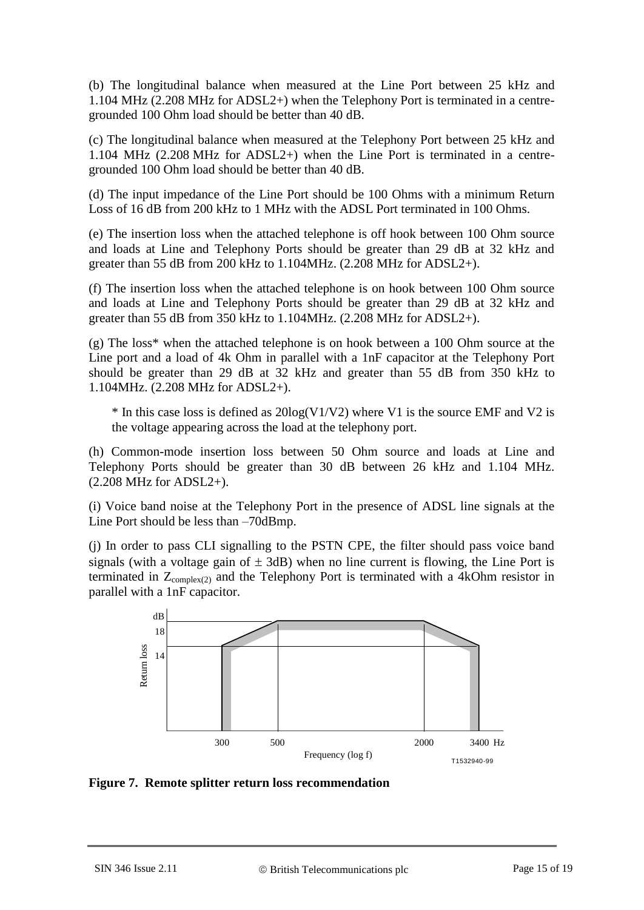(b) The longitudinal balance when measured at the Line Port between 25 kHz and 1.104 MHz (2.208 MHz for ADSL2+) when the Telephony Port is terminated in a centre-grounded 100 Ohm load should be better than 40 dB.

(c) The longitudinal balance when measured at the Telephony Port between 25 kHz and 1.104 MHz (2.208 MHz for ADSL2+) when the Line Port is terminated in a centre-grounded 100 Ohm load should be better than 40 dB.

(d) The input impedance of the Line Port should be 100 Ohms with a minimum Return Loss of 16 dB from 200 kHz to 1 MHz with the ADSL Port terminated in 100 Ohms.

(e) The insertion loss when the attached telephone is off hook between 100 Ohm source and loads at Line and Telephony Ports should be greater than 29 dB at 32 kHz and greater than 55 dB from 200 kHz to 1.104MHz. (2.208 MHz for ADSL2+).

(f) The insertion loss when the attached telephone is on hook between 100 Ohm source and loads at Line and Telephony Ports should be greater than 29 dB at 32 kHz and greater than 55 dB from 350 kHz to 1.104MHz. (2.208 MHz for ADSL2+).

(g) The loss* when the attached telephone is on hook between a 100 Ohm source at the Line port and a load of 4k Ohm in parallel with a 1nF capacitor at the Telephony Port should be greater than 29 dB at 32 kHz and greater than 55 dB from 350 kHz to 1.104MHz. (2.208 MHz for ADSL2+).

> * In this case loss is defined as 20log(V1/V2) where V1 is the source EMF and V2 is the voltage appearing across the load at the telephony port.

(h) Common-mode insertion loss between 50 Ohm source and loads at Line and Telephony Ports should be greater than 30 dB between 26 kHz and 1.104 MHz. (2.208 MHz for ADSL2+).

(i) Voice band noise at the Telephony Port in the presence of ADSL line signals at the Line Port should be less than –70dBmp.

(j) In order to pass CLI signalling to the PSTN CPE, the filter should pass voice band signals (with a voltage gain of ± 3dB) when no line current is flowing, the Line Port is terminated in $Z_{complex(2)}$ and the Telephony Port is terminated with a 4kOhm resistor in parallel with a 1nF capacitor.

**Figure 7. Remote splitter return loss recommendation**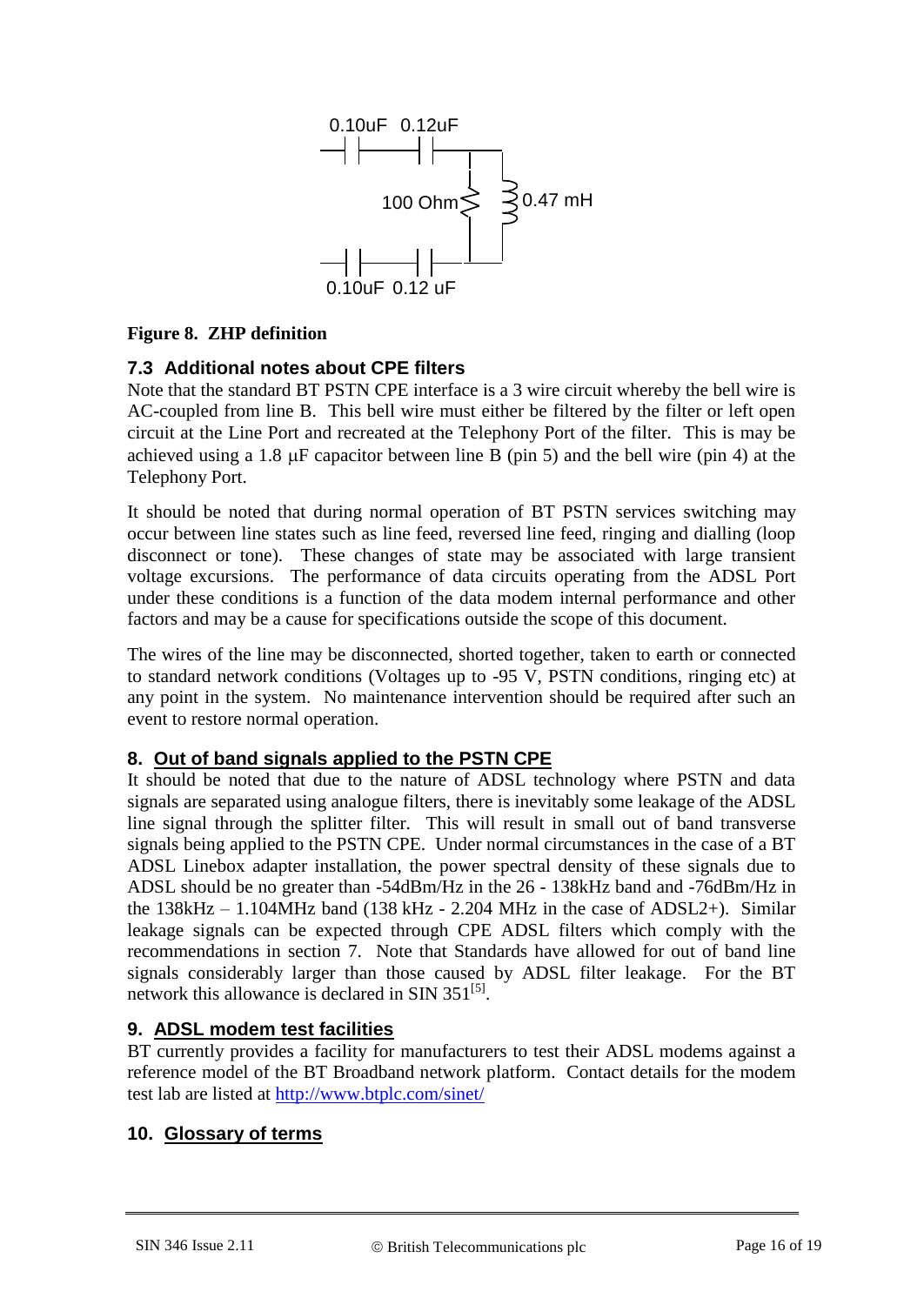0.10uF 0.12uF

100 Ohm 0.47 mH

0.10uF 0.12 uF

**Figure 8. ZHP definition**

### 7.3 Additional notes about CPE filters

Note that the standard BT PSTN CPE interface is a 3 wire circuit whereby the bell wire is AC-coupled from line B. This bell wire must either be filtered by the filter or left open circuit at the Line Port and recreated at the Telephony Port of the filter. This is may be achieved using a 1.8 μF capacitor between line B (pin 5) and the bell wire (pin 4) at the Telephony Port.

It should be noted that during normal operation of BT PSTN services switching may occur between line states such as line feed, reversed line feed, ringing and dialling (loop disconnect or tone). These changes of state may be associated with large transient voltage excursions. The performance of data circuits operating from the ADSL Port under these conditions is a function of the data modem internal performance and other factors and may be a cause for specifications outside the scope of this document.

The wires of the line may be disconnected, shorted together, taken to earth or connected to standard network conditions (Voltages up to -95 V, PSTN conditions, ringing etc) at any point in the system. No maintenance intervention should be required after such an event to restore normal operation.

## 8. Out of band signals applied to the PSTN CPE

It should be noted that due to the nature of ADSL technology where PSTN and data signals are separated using analogue filters, there is inevitably some leakage of the ADSL line signal through the splitter filter. This will result in small out of band transverse signals being applied to the PSTN CPE. Under normal circumstances in the case of a BT ADSL Linebox adapter installation, the power spectral density of these signals due to ADSL should be no greater than -54dBm/Hz in the 26 - 138kHz band and -76dBm/Hz in the 138kHz – 1.104MHz band (138 kHz - 2.204 MHz in the case of ADSL2+). Similar leakage signals can be expected through CPE ADSL filters which comply with the recommendations in section 7. Note that Standards have allowed for out of band line signals considerably larger than those caused by ADSL filter leakage. For the BT network this allowance is declared in SIN 351[5].

## 9. ADSL modem test facilities

BT currently provides a facility for manufacturers to test their ADSL modems against a reference model of the BT Broadband network platform. Contact details for the modem test lab are listed at http://www.btplc.com/sinet/

## 10. Glossary of terms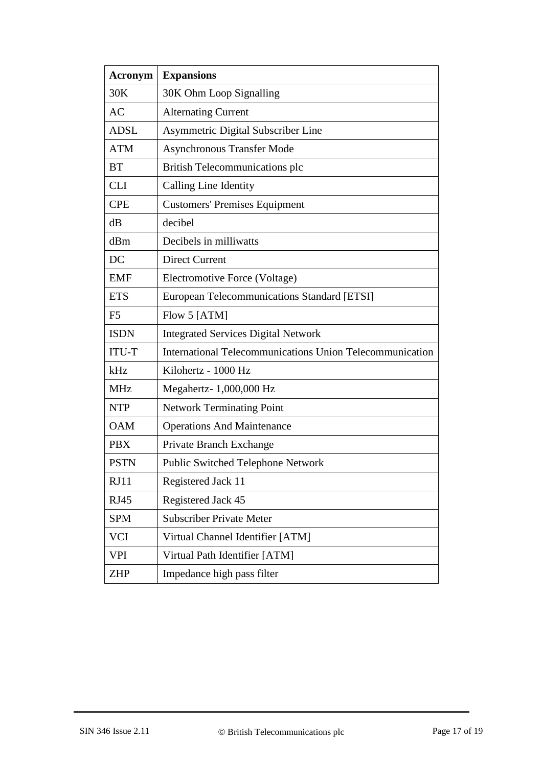| Acronym | Expansions |
| --- | --- |
| 30K | 30K Ohm Loop Signalling |
| AC | Alternating Current |
| ADSL | Asymmetric Digital Subscriber Line |
| ATM | Asynchronous Transfer Mode |
| BT | British Telecommunications plc |
| CLI | Calling Line Identity |
| CPE | Customers' Premises Equipment |
| dB | decibel |
| dBm | Decibels in milliwatts |
| DC | Direct Current |
| EMF | Electromotive Force (Voltage) |
| ETS | European Telecommunications Standard [ETSI] |
| F5 | Flow 5 [ATM] |
| ISDN | Integrated Services Digital Network |
| ITU-T | International Telecommunications Union Telecommunication |
| kHz | Kilohertz - 1000 Hz |
| MHz | Megahertz- 1,000,000 Hz |
| NTP | Network Terminating Point |
| OAM | Operations And Maintenance |
| PBX | Private Branch Exchange |
| PSTN | Public Switched Telephone Network |
| RJ11 | Registered Jack 11 |
| RJ45 | Registered Jack 45 |
| SPM | Subscriber Private Meter |
| VCI | Virtual Channel Identifier [ATM] |
| VPI | Virtual Path Identifier [ATM] |
| ZHP | Impedance high pass filter |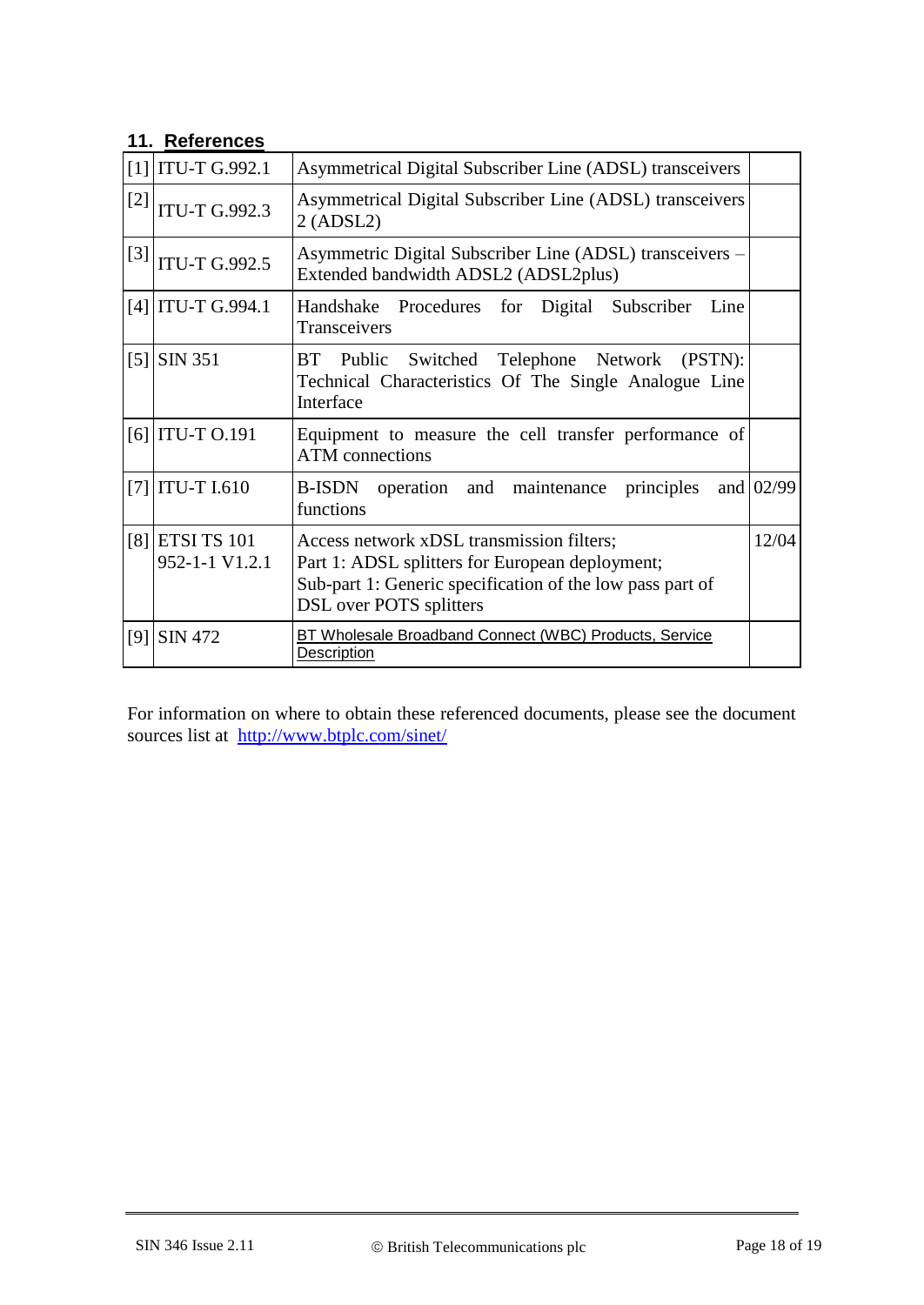## 11. References

| | | | |
|---|---|---|---|
| [1] | ITU-T G.992.1 | Asymmetrical Digital Subscriber Line (ADSL) transceivers | |
| [2] | ITU-T G.992.3 | Asymmetrical Digital Subscriber Line (ADSL) transceivers 2 (ADSL2) | |
| [3] | ITU-T G.992.5 | Asymmetric Digital Subscriber Line (ADSL) transceivers – Extended bandwidth ADSL2 (ADSL2plus) | |
| [4] | ITU-T G.994.1 | Handshake Procedures for Digital Subscriber Line Transceivers | |
| [5] | SIN 351 | BT Public Switched Telephone Network (PSTN): Technical Characteristics Of The Single Analogue Line Interface | |
| [6] | ITU-T O.191 | Equipment to measure the cell transfer performance of ATM connections | |
| [7] | ITU-T I.610 | B-ISDN operation and maintenance principles and functions | 02/99 |
| [8] | ETSI TS 101 952-1-1 V1.2.1 | Access network xDSL transmission filters; Part 1: ADSL splitters for European deployment; Sub-part 1: Generic specification of the low pass part of DSL over POTS splitters | 12/04 |
| [9] | SIN 472 | BT Wholesale Broadband Connect (WBC) Products, Service Description | |

For information on where to obtain these referenced documents, please see the document sources list at http://www.btplc.com/sinet/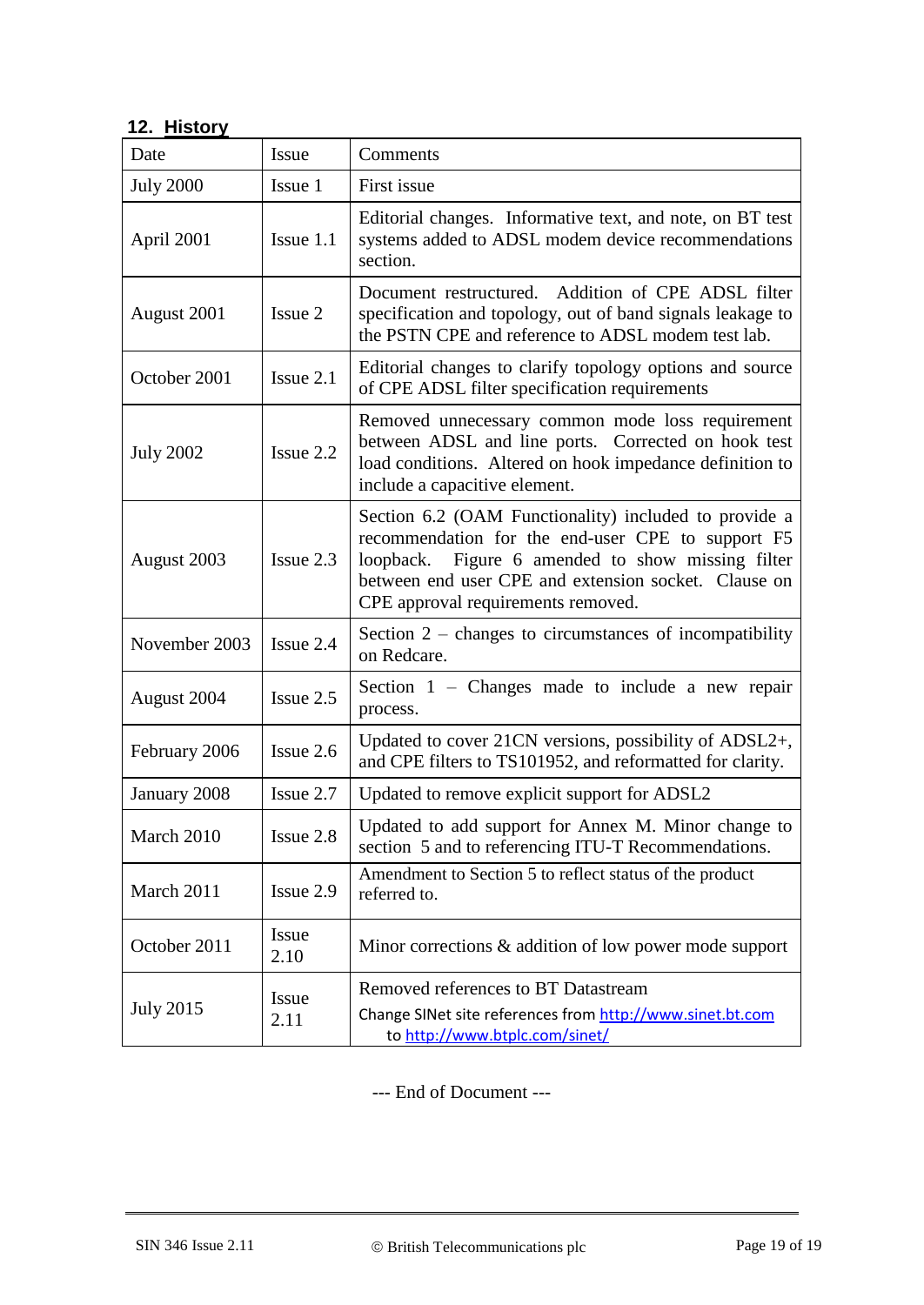## 12. History

| Date | Issue | Comments |
|---|---|---|
| July 2000 | Issue 1 | First issue |
| April 2001 | Issue 1.1 | Editorial changes. Informative text, and note, on BT test systems added to ADSL modem device recommendations section. |
| August 2001 | Issue 2 | Document restructured. Addition of CPE ADSL filter specification and topology, out of band signals leakage to the PSTN CPE and reference to ADSL modem test lab. |
| October 2001 | Issue 2.1 | Editorial changes to clarify topology options and source of CPE ADSL filter specification requirements |
| July 2002 | Issue 2.2 | Removed unnecessary common mode loss requirement between ADSL and line ports. Corrected on hook test load conditions. Altered on hook impedance definition to include a capacitive element. |
| August 2003 | Issue 2.3 | Section 6.2 (OAM Functionality) included to provide a recommendation for the end-user CPE to support F5 loopback. Figure 6 amended to show missing filter between end user CPE and extension socket. Clause on CPE approval requirements removed. |
| November 2003 | Issue 2.4 | Section 2 – changes to circumstances of incompatibility on Redcare. |
| August 2004 | Issue 2.5 | Section 1 – Changes made to include a new repair process. |
| February 2006 | Issue 2.6 | Updated to cover 21CN versions, possibility of ADSL2+, and CPE filters to TS101952, and reformatted for clarity. |
| January 2008 | Issue 2.7 | Updated to remove explicit support for ADSL2 |
| March 2010 | Issue 2.8 | Updated to add support for Annex M. Minor change to section 5 and to referencing ITU-T Recommendations. |
| March 2011 | Issue 2.9 | Amendment to Section 5 to reflect status of the product referred to. |
| October 2011 | Issue 2.10 | Minor corrections & addition of low power mode support |
| July 2015 | Issue 2.11 | Removed references to BT Datastream<br>Change SINet site references from http://www.sinet.bt.com to http://www.btplc.com/sinet/ |

--- End of Document ---